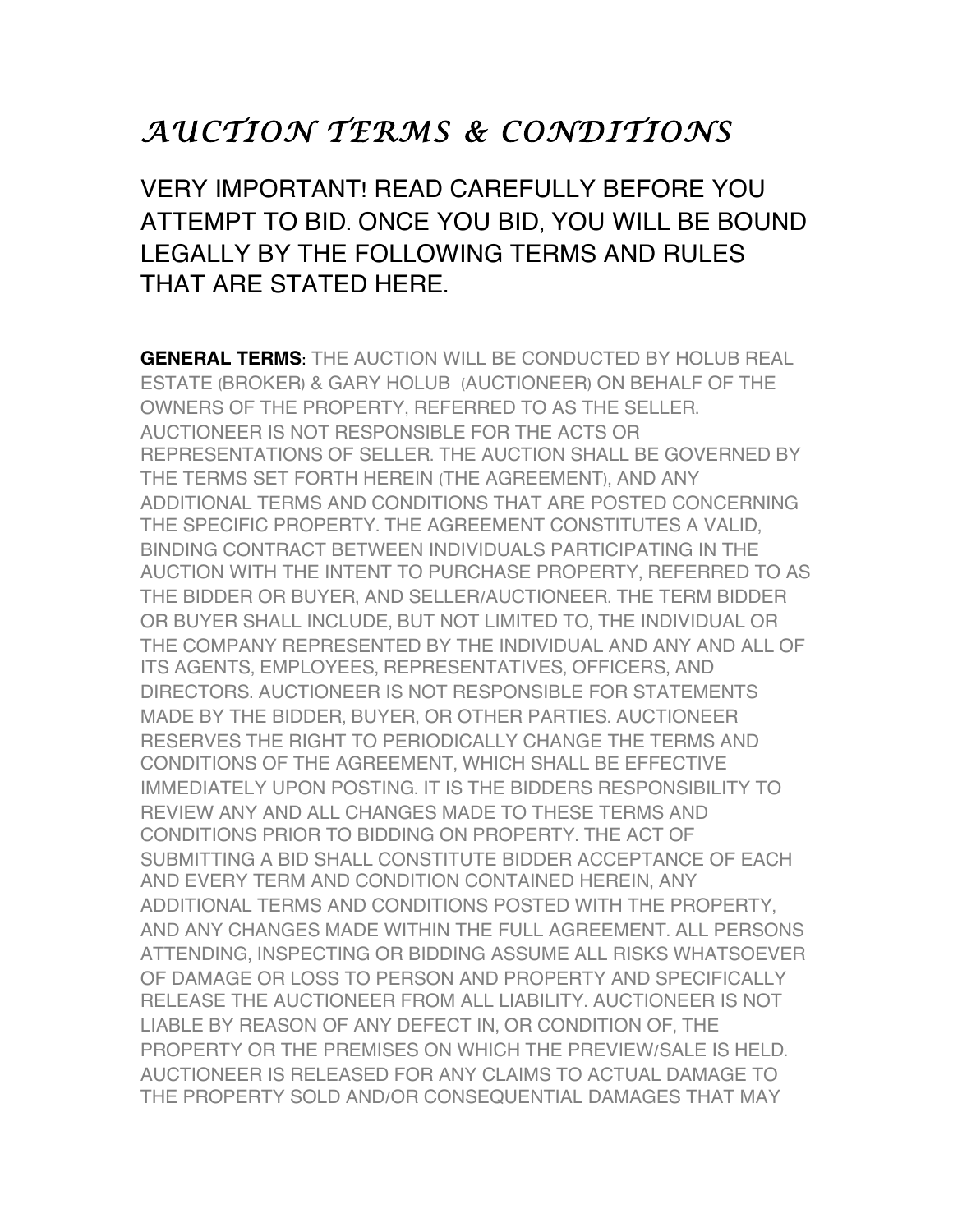# *AUCTION TERMS & CONDITIONS*

VERY IMPORTANT! READ CAREFULLY BEFORE YOU ATTEMPT TO BID. ONCE YOU BID, YOU WILL BE BOUND LEGALLY BY THE FOLLOWING TERMS AND RULES THAT ARE STATED HERE.

**GENERAL TERMS:** THE AUCTION WILL BE CONDUCTED BY HOLUB REAL ESTATE (BROKER) & GARY HOLUB (AUCTIONEER) ON BEHALF OF THE OWNERS OF THE PROPERTY, REFERRED TO AS THE SELLER. AUCTIONEER IS NOT RESPONSIBLE FOR THE ACTS OR REPRESENTATIONS OF SELLER. THE AUCTION SHALL BE GOVERNED BY THE TERMS SET FORTH HEREIN (THE AGREEMENT), AND ANY ADDITIONAL TERMS AND CONDITIONS THAT ARE POSTED CONCERNING THE SPECIFIC PROPERTY. THE AGREEMENT CONSTITUTES A VALID, BINDING CONTRACT BETWEEN INDIVIDUALS PARTICIPATING IN THE AUCTION WITH THE INTENT TO PURCHASE PROPERTY, REFERRED TO AS THE BIDDER OR BUYER, AND SELLER/AUCTIONEER. THE TERM BIDDER OR BUYER SHALL INCLUDE, BUT NOT LIMITED TO, THE INDIVIDUAL OR THE COMPANY REPRESENTED BY THE INDIVIDUAL AND ANY AND ALL OF ITS AGENTS, EMPLOYEES, REPRESENTATIVES, OFFICERS, AND DIRECTORS. AUCTIONEER IS NOT RESPONSIBLE FOR STATEMENTS MADE BY THE BIDDER, BUYER, OR OTHER PARTIES. AUCTIONEER RESERVES THE RIGHT TO PERIODICALLY CHANGE THE TERMS AND CONDITIONS OF THE AGREEMENT, WHICH SHALL BE EFFECTIVE IMMEDIATELY UPON POSTING. IT IS THE BIDDERS RESPONSIBILITY TO REVIEW ANY AND ALL CHANGES MADE TO THESE TERMS AND CONDITIONS PRIOR TO BIDDING ON PROPERTY. THE ACT OF SUBMITTING A BID SHALL CONSTITUTE BIDDER ACCEPTANCE OF EACH AND EVERY TERM AND CONDITION CONTAINED HEREIN, ANY ADDITIONAL TERMS AND CONDITIONS POSTED WITH THE PROPERTY, AND ANY CHANGES MADE WITHIN THE FULL AGREEMENT. ALL PERSONS ATTENDING, INSPECTING OR BIDDING ASSUME ALL RISKS WHATSOEVER OF DAMAGE OR LOSS TO PERSON AND PROPERTY AND SPECIFICALLY RELEASE THE AUCTIONEER FROM ALL LIABILITY. AUCTIONEER IS NOT LIABLE BY REASON OF ANY DEFECT IN, OR CONDITION OF, THE PROPERTY OR THE PREMISES ON WHICH THE PREVIEW/SALE IS HELD. AUCTIONEER IS RELEASED FOR ANY CLAIMS TO ACTUAL DAMAGE TO THE PROPERTY SOLD AND/OR CONSEQUENTIAL DAMAGES THAT MAY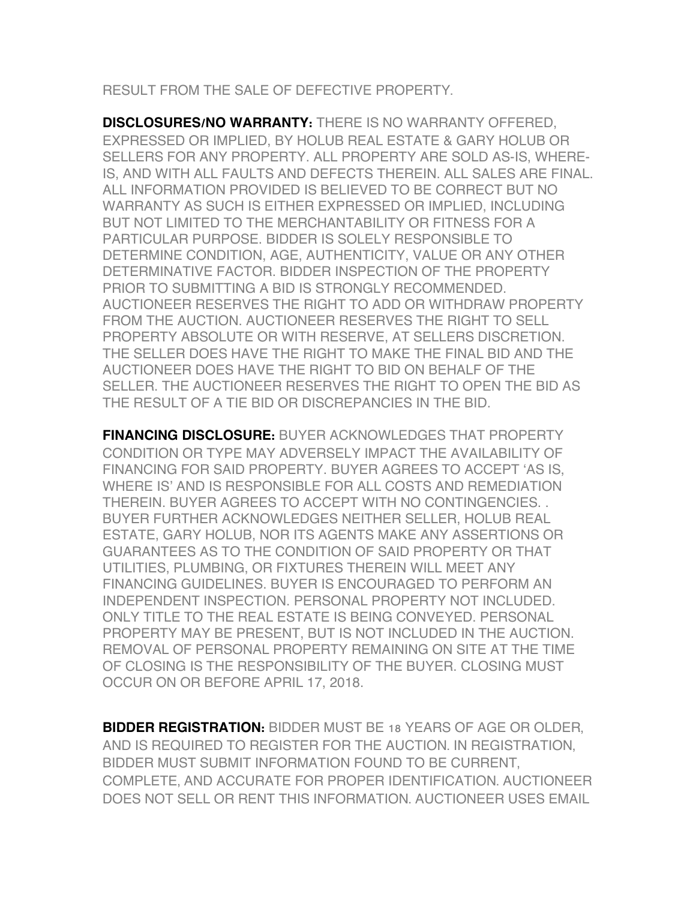RESULT FROM THE SALE OF DEFECTIVE PROPERTY.

**DISCLOSURES/NO WARRANTY:** THERE IS NO WARRANTY OFFERED, EXPRESSED OR IMPLIED, BY HOLUB REAL ESTATE & GARY HOLUB OR SELLERS FOR ANY PROPERTY. ALL PROPERTY ARE SOLD AS-IS, WHERE-IS, AND WITH ALL FAULTS AND DEFECTS THEREIN. ALL SALES ARE FINAL. ALL INFORMATION PROVIDED IS BELIEVED TO BE CORRECT BUT NO WARRANTY AS SUCH IS EITHER EXPRESSED OR IMPLIED, INCLUDING BUT NOT LIMITED TO THE MERCHANTABILITY OR FITNESS FOR A PARTICULAR PURPOSE. BIDDER IS SOLELY RESPONSIBLE TO DETERMINE CONDITION, AGE, AUTHENTICITY, VALUE OR ANY OTHER DETERMINATIVE FACTOR. BIDDER INSPECTION OF THE PROPERTY PRIOR TO SUBMITTING A BID IS STRONGLY RECOMMENDED. AUCTIONEER RESERVES THE RIGHT TO ADD OR WITHDRAW PROPERTY FROM THE AUCTION. AUCTIONEER RESERVES THE RIGHT TO SELL PROPERTY ABSOLUTE OR WITH RESERVE, AT SELLERS DISCRETION. THE SELLER DOES HAVE THE RIGHT TO MAKE THE FINAL BID AND THE AUCTIONEER DOES HAVE THE RIGHT TO BID ON BEHALF OF THE SELLER. THE AUCTIONEER RESERVES THE RIGHT TO OPEN THE BID AS THE RESULT OF A TIE BID OR DISCREPANCIES IN THE BID.

**FINANCING DISCLOSURE:** BUYER ACKNOWLEDGES THAT PROPERTY CONDITION OR TYPE MAY ADVERSELY IMPACT THE AVAILABILITY OF FINANCING FOR SAID PROPERTY. BUYER AGREES TO ACCEPT 'AS IS, WHERE IS' AND IS RESPONSIBLE FOR ALL COSTS AND REMEDIATION THEREIN. BUYER AGREES TO ACCEPT WITH NO CONTINGENCIES. . BUYER FURTHER ACKNOWLEDGES NEITHER SELLER, HOLUB REAL ESTATE, GARY HOLUB, NOR ITS AGENTS MAKE ANY ASSERTIONS OR GUARANTEES AS TO THE CONDITION OF SAID PROPERTY OR THAT UTILITIES, PLUMBING, OR FIXTURES THEREIN WILL MEET ANY FINANCING GUIDELINES. BUYER IS ENCOURAGED TO PERFORM AN INDEPENDENT INSPECTION. PERSONAL PROPERTY NOT INCLUDED. ONLY TITLE TO THE REAL ESTATE IS BEING CONVEYED. PERSONAL PROPERTY MAY BE PRESENT, BUT IS NOT INCLUDED IN THE AUCTION. REMOVAL OF PERSONAL PROPERTY REMAINING ON SITE AT THE TIME OF CLOSING IS THE RESPONSIBILITY OF THE BUYER. CLOSING MUST OCCUR ON OR BEFORE APRIL 17, 2018.

**BIDDER REGISTRATION:** BIDDER MUST BE 18 YEARS OF AGE OR OLDER, AND IS REQUIRED TO REGISTER FOR THE AUCTION. IN REGISTRATION, BIDDER MUST SUBMIT INFORMATION FOUND TO BE CURRENT, COMPLETE, AND ACCURATE FOR PROPER IDENTIFICATION. AUCTIONEER DOES NOT SELL OR RENT THIS INFORMATION. AUCTIONEER USES EMAIL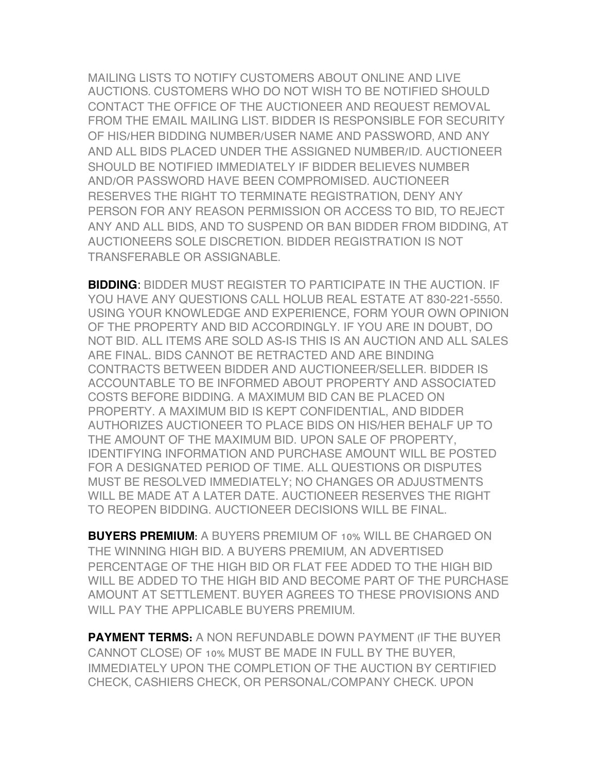MAILING LISTS TO NOTIFY CUSTOMERS ABOUT ONLINE AND LIVE AUCTIONS. CUSTOMERS WHO DO NOT WISH TO BE NOTIFIED SHOULD CONTACT THE OFFICE OF THE AUCTIONEER AND REQUEST REMOVAL FROM THE EMAIL MAILING LIST. BIDDER IS RESPONSIBLE FOR SECURITY OF HIS/HER BIDDING NUMBER/USER NAME AND PASSWORD, AND ANY AND ALL BIDS PLACED UNDER THE ASSIGNED NUMBER/ID. AUCTIONEER SHOULD BE NOTIFIED IMMEDIATELY IF BIDDER BELIEVES NUMBER AND/OR PASSWORD HAVE BEEN COMPROMISED. AUCTIONEER RESERVES THE RIGHT TO TERMINATE REGISTRATION, DENY ANY PERSON FOR ANY REASON PERMISSION OR ACCESS TO BID, TO REJECT ANY AND ALL BIDS, AND TO SUSPEND OR BAN BIDDER FROM BIDDING, AT AUCTIONEERS SOLE DISCRETION. BIDDER REGISTRATION IS NOT TRANSFERABLE OR ASSIGNABLE.

**BIDDING**: BIDDER MUST REGISTER TO PARTICIPATE IN THE AUCTION. IF YOU HAVE ANY QUESTIONS CALL HOLUB REAL ESTATE AT 830-221-5550. USING YOUR KNOWLEDGE AND EXPERIENCE, FORM YOUR OWN OPINION OF THE PROPERTY AND BID ACCORDINGLY. IF YOU ARE IN DOUBT, DO NOT BID. ALL ITEMS ARE SOLD AS-IS THIS IS AN AUCTION AND ALL SALES ARE FINAL. BIDS CANNOT BE RETRACTED AND ARE BINDING CONTRACTS BETWEEN BIDDER AND AUCTIONEER/SELLER. BIDDER IS ACCOUNTABLE TO BE INFORMED ABOUT PROPERTY AND ASSOCIATED COSTS BEFORE BIDDING. A MAXIMUM BID CAN BE PLACED ON PROPERTY. A MAXIMUM BID IS KEPT CONFIDENTIAL, AND BIDDER AUTHORIZES AUCTIONEER TO PLACE BIDS ON HIS/HER BEHALF UP TO THE AMOUNT OF THE MAXIMUM BID. UPON SALE OF PROPERTY, IDENTIFYING INFORMATION AND PURCHASE AMOUNT WILL BE POSTED FOR A DESIGNATED PERIOD OF TIME. ALL QUESTIONS OR DISPUTES MUST BE RESOLVED IMMEDIATELY; NO CHANGES OR ADJUSTMENTS WILL BE MADE AT A LATER DATE. AUCTIONEER RESERVES THE RIGHT TO REOPEN BIDDING. AUCTIONEER DECISIONS WILL BE FINAL.

**BUYERS PREMIUM**: A BUYERS PREMIUM OF 10% WILL BE CHARGED ON THE WINNING HIGH BID. A BUYERS PREMIUM, AN ADVERTISED PERCENTAGE OF THE HIGH BID OR FLAT FEE ADDED TO THE HIGH BID WILL BE ADDED TO THE HIGH BID AND BECOME PART OF THE PURCHASE AMOUNT AT SETTLEMENT. BUYER AGREES TO THESE PROVISIONS AND WILL PAY THE APPLICABLE BUYERS PREMIUM.

**PAYMENT TERMS:** A NON REFUNDABLE DOWN PAYMENT (IF THE BUYER CANNOT CLOSE) OF 10% MUST BE MADE IN FULL BY THE BUYER, IMMEDIATELY UPON THE COMPLETION OF THE AUCTION BY CERTIFIED CHECK, CASHIERS CHECK, OR PERSONAL/COMPANY CHECK. UPON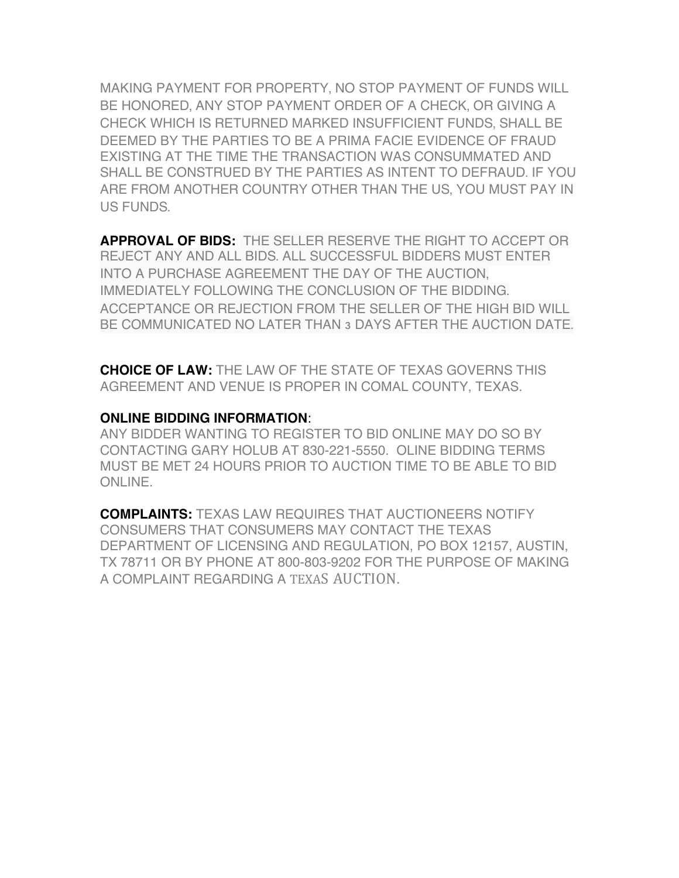MAKING PAYMENT FOR PROPERTY, NO STOP PAYMENT OF FUNDS WILL BE HONORED, ANY STOP PAYMENT ORDER OF A CHECK, OR GIVING A CHECK WHICH IS RETURNED MARKED INSUFFICIENT FUNDS, SHALL BE DEEMED BY THE PARTIES TO BE A PRIMA FACIE EVIDENCE OF FRAUD EXISTING AT THE TIME THE TRANSACTION WAS CONSUMMATED AND SHALL BE CONSTRUED BY THE PARTIES AS INTENT TO DEFRAUD. IF YOU ARE FROM ANOTHER COUNTRY OTHER THAN THE US, YOU MUST PAY IN US FUNDS.

**APPROVAL OF BIDS:** THE SELLER RESERVE THE RIGHT TO ACCEPT OR REJECT ANY AND ALL BIDS. ALL SUCCESSFUL BIDDERS MUST ENTER INTO A PURCHASE AGREEMENT THE DAY OF THE AUCTION, IMMEDIATELY FOLLOWING THE CONCLUSION OF THE BIDDING. ACCEPTANCE OR REJECTION FROM THE SELLER OF THE HIGH BID WILL BE COMMUNICATED NO LATER THAN 3 DAYS AFTER THE AUCTION DATE.

**CHOICE OF LAW:** THE LAW OF THE STATE OF TEXAS GOVERNS THIS AGREEMENT AND VENUE IS PROPER IN COMAL COUNTY, TEXAS.

**ONLINE BIDDING INFORMATION**:
ANY BIDDER WANTING TO REGISTER TO BID ONLINE MAY DO SO BY CONTACTING GARY HOLUB AT 830-221-5550. OLINE BIDDING TERMS MUST BE MET 24 HOURS PRIOR TO AUCTION TIME TO BE ABLE TO BID ONLINE.

**COMPLAINTS:** TEXAS LAW REQUIRES THAT AUCTIONEERS NOTIFY CONSUMERS THAT CONSUMERS MAY CONTACT THE TEXAS DEPARTMENT OF LICENSING AND REGULATION, PO BOX 12157, AUSTIN, TX 78711 OR BY PHONE AT 800-803-9202 FOR THE PURPOSE OF MAKING A COMPLAINT REGARDING A TEXAS AUCTION.